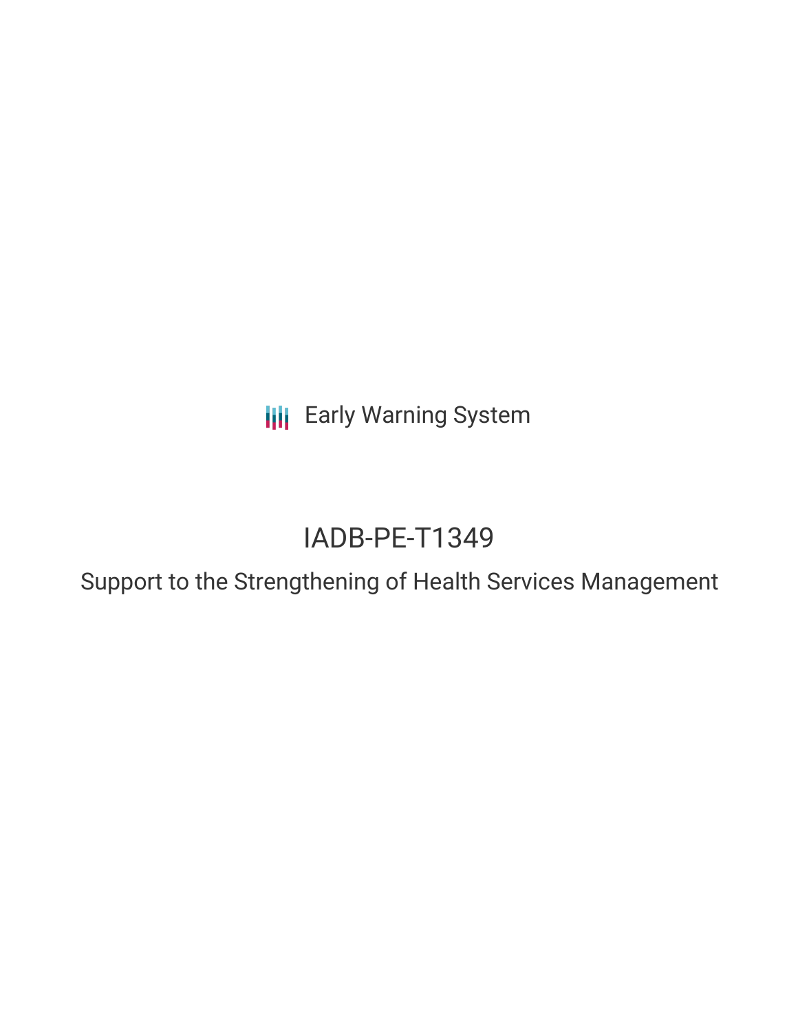Early Warning System

# IADB-PE-T1349

## Support to the Strengthening of Health Services Management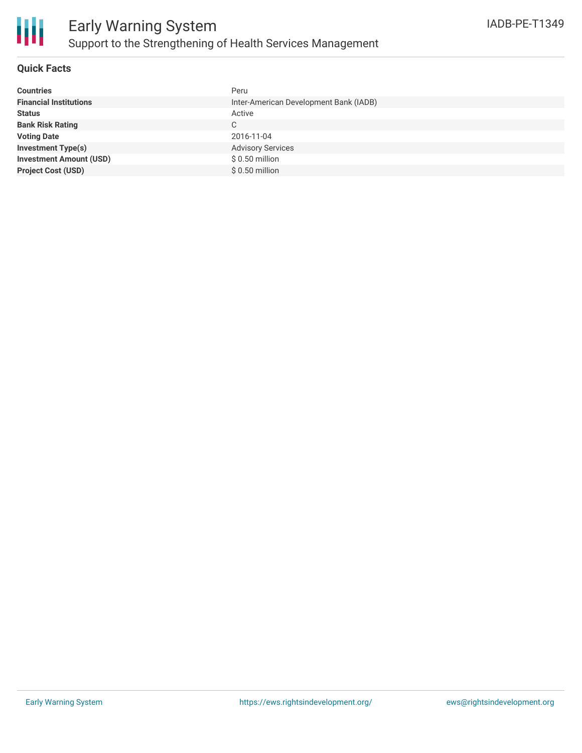# Early Warning System

## Support to the Strengthening of Health Services Management

IADB-PE-T1349

### Quick Facts

| | |
|---|---|
| **Countries** | Peru |
| **Financial Institutions** | Inter-American Development Bank (IADB) |
| **Status** | Active |
| **Bank Risk Rating** | C |
| **Voting Date** | 2016-11-04 |
| **Investment Type(s)** | Advisory Services |
| **Investment Amount (USD)** | $ 0.50 million |
| **Project Cost (USD)** | $ 0.50 million |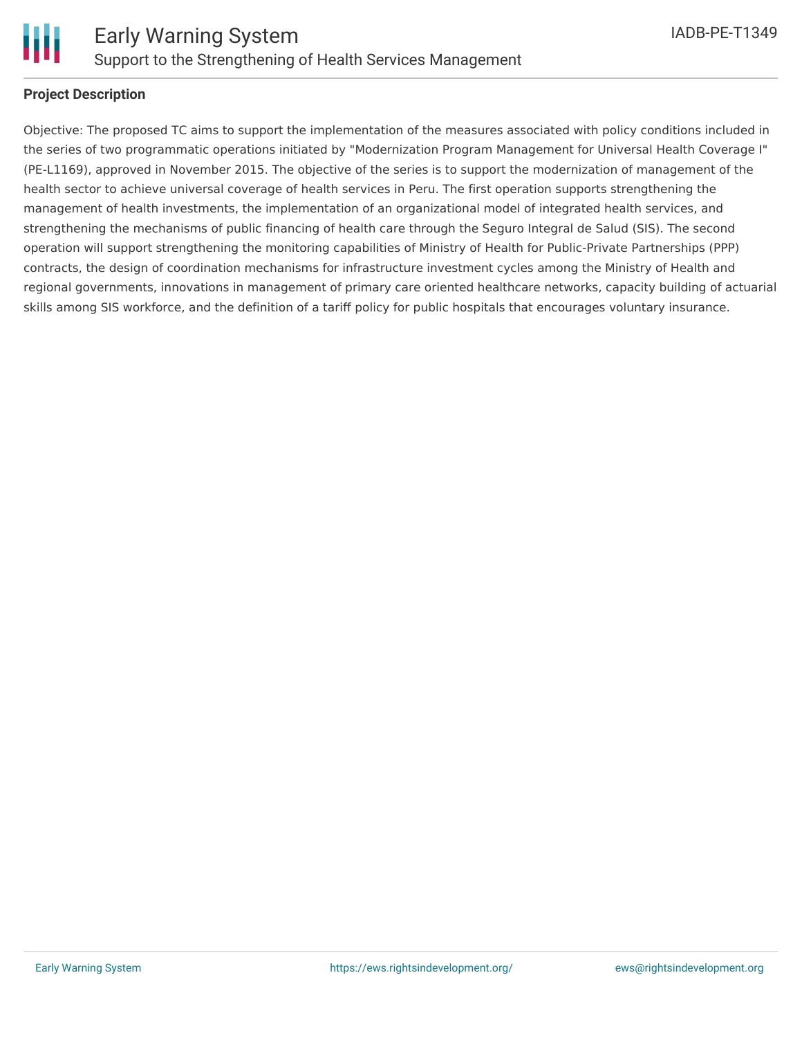**Project Description**

Objective: The proposed TC aims to support the implementation of the measures associated with policy conditions included in the series of two programmatic operations initiated by "Modernization Program Management for Universal Health Coverage I" (PE-L1169), approved in November 2015. The objective of the series is to support the modernization of management of the health sector to achieve universal coverage of health services in Peru. The first operation supports strengthening the management of health investments, the implementation of an organizational model of integrated health services, and strengthening the mechanisms of public financing of health care through the Seguro Integral de Salud (SIS). The second operation will support strengthening the monitoring capabilities of Ministry of Health for Public-Private Partnerships (PPP) contracts, the design of coordination mechanisms for infrastructure investment cycles among the Ministry of Health and regional governments, innovations in management of primary care oriented healthcare networks, capacity building of actuarial skills among SIS workforce, and the definition of a tariff policy for public hospitals that encourages voluntary insurance.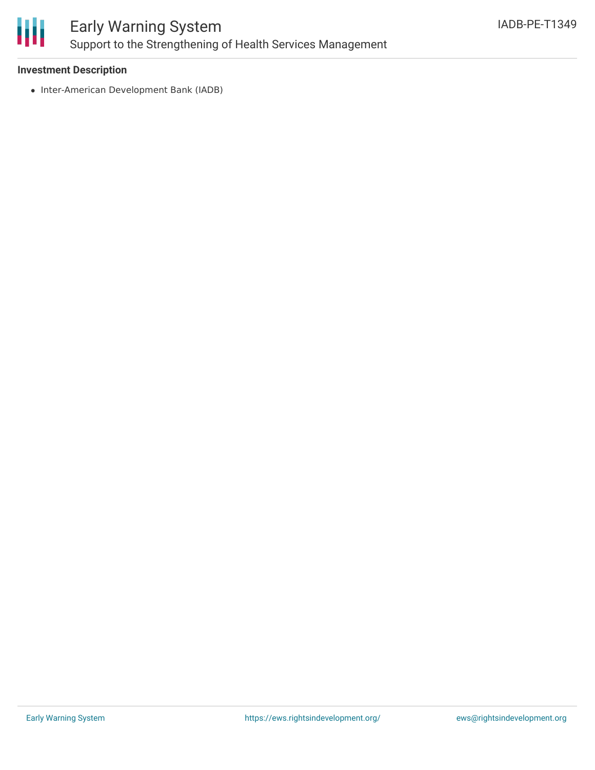**Investment Description**

- Inter-American Development Bank (IADB)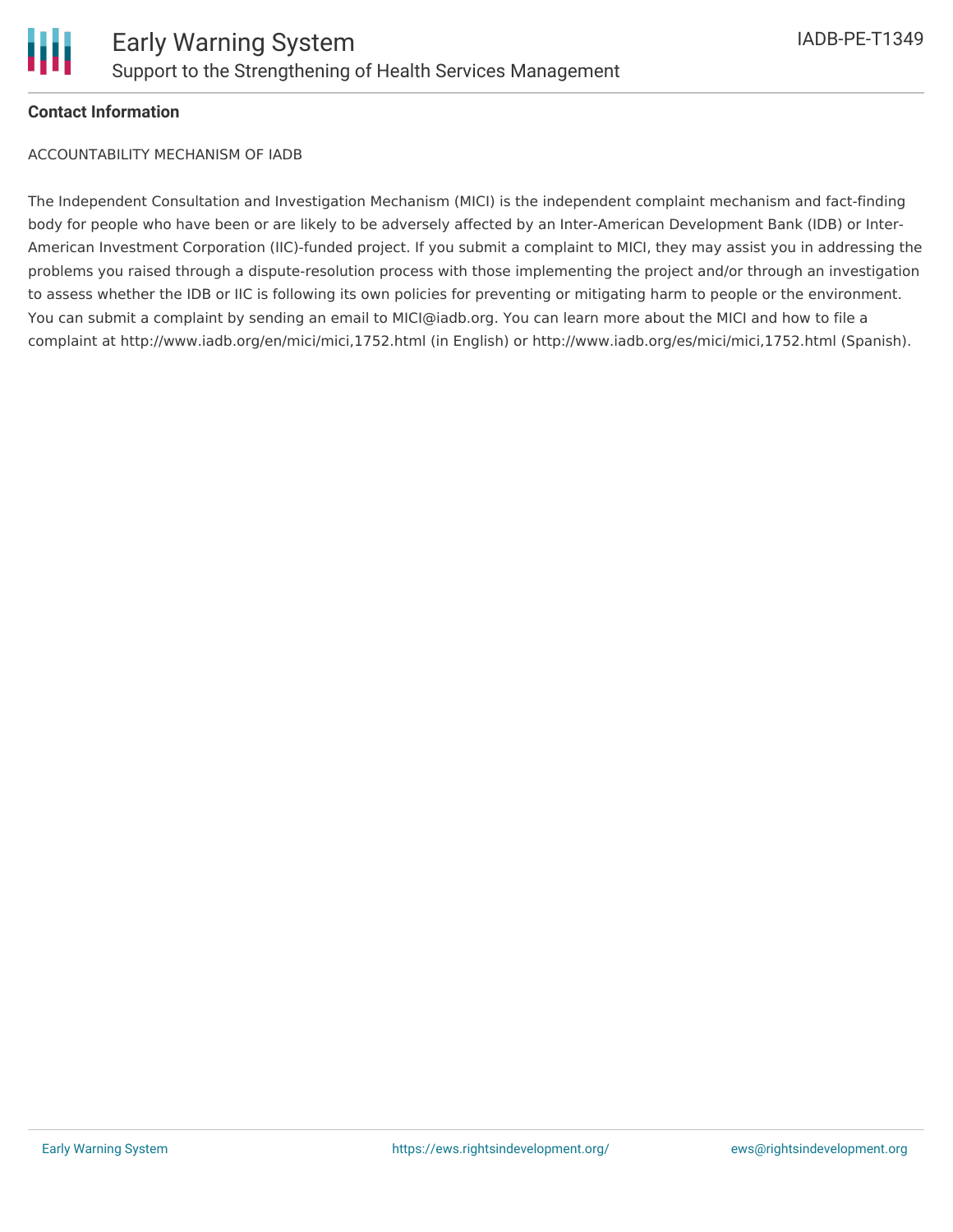**Contact Information**

ACCOUNTABILITY MECHANISM OF IADB

The Independent Consultation and Investigation Mechanism (MICI) is the independent complaint mechanism and fact-finding body for people who have been or are likely to be adversely affected by an Inter-American Development Bank (IDB) or Inter-American Investment Corporation (IIC)-funded project. If you submit a complaint to MICI, they may assist you in addressing the problems you raised through a dispute-resolution process with those implementing the project and/or through an investigation to assess whether the IDB or IIC is following its own policies for preventing or mitigating harm to people or the environment. You can submit a complaint by sending an email to MICI@iadb.org. You can learn more about the MICI and how to file a complaint at http://www.iadb.org/en/mici/mici,1752.html (in English) or http://www.iadb.org/es/mici/mici,1752.html (Spanish).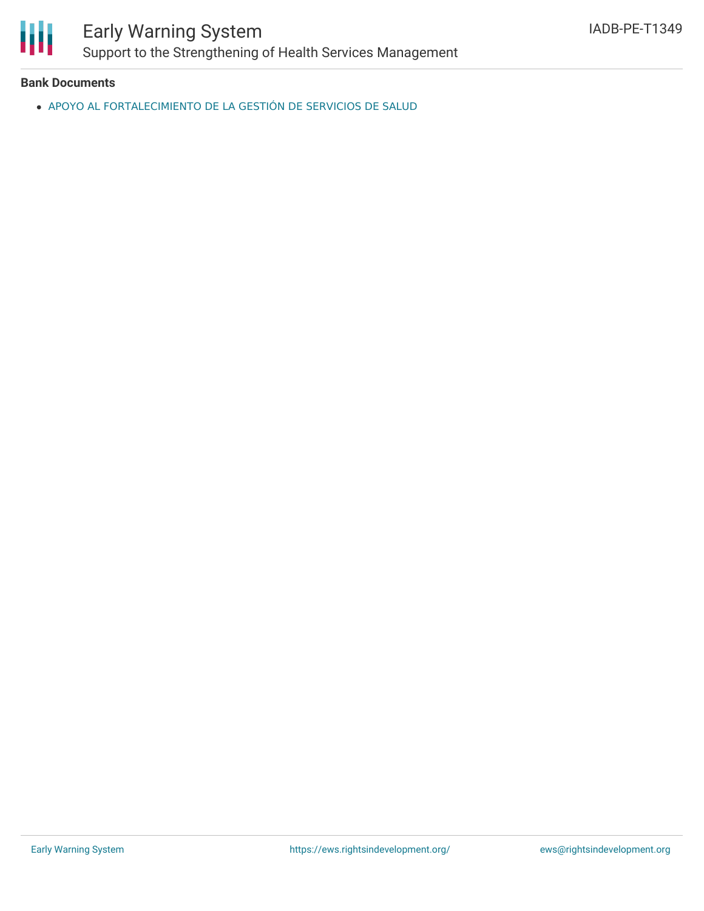**Bank Documents**

- APOYO AL FORTALECIMIENTO DE LA GESTIÓN DE SERVICIOS DE SALUD